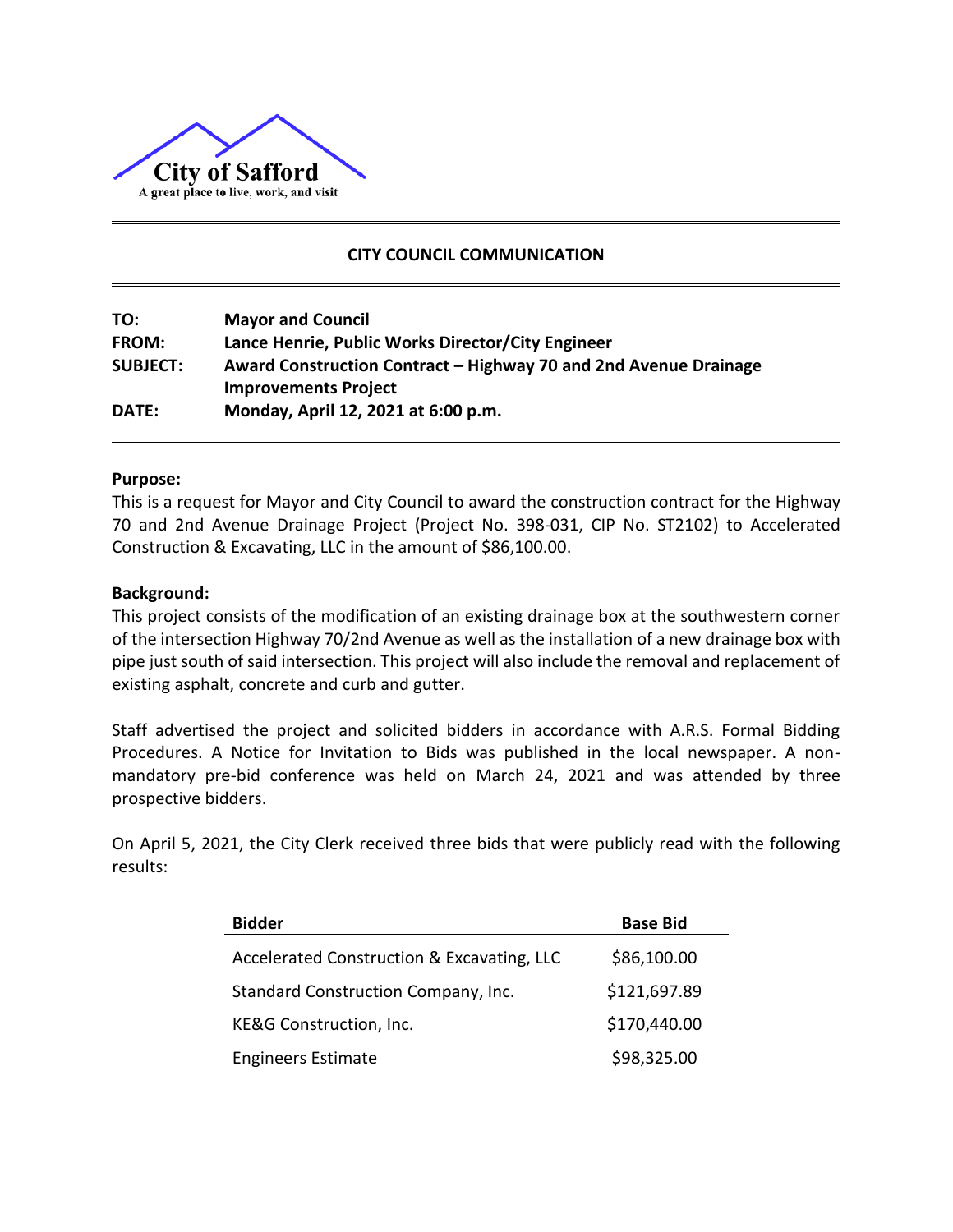City of Safford

A great place to live, work, and visit

## CITY COUNCIL COMMUNICATION

**TO:** **Mayor and Council**
**FROM:** **Lance Henrie, Public Works Director/City Engineer**
**SUBJECT:** **Award Construction Contract – Highway 70 and 2nd Avenue Drainage Improvements Project**
**DATE:** **Monday, April 12, 2021 at 6:00 p.m.**

**Purpose:**

This is a request for Mayor and City Council to award the construction contract for the Highway 70 and 2nd Avenue Drainage Project (Project No. 398-031, CIP No. ST2102) to Accelerated Construction & Excavating, LLC in the amount of $86,100.00.

**Background:**

This project consists of the modification of an existing drainage box at the southwestern corner of the intersection Highway 70/2nd Avenue as well as the installation of a new drainage box with pipe just south of said intersection. This project will also include the removal and replacement of existing asphalt, concrete and curb and gutter.

Staff advertised the project and solicited bidders in accordance with A.R.S. Formal Bidding Procedures. A Notice for Invitation to Bids was published in the local newspaper. A non-mandatory pre-bid conference was held on March 24, 2021 and was attended by three prospective bidders.

On April 5, 2021, the City Clerk received three bids that were publicly read with the following results:

| Bidder | Base Bid |
|---|---|
| Accelerated Construction & Excavating, LLC | $86,100.00 |
| Standard Construction Company, Inc. | $121,697.89 |
| KE&G Construction, Inc. | $170,440.00 |
| Engineers Estimate | $98,325.00 |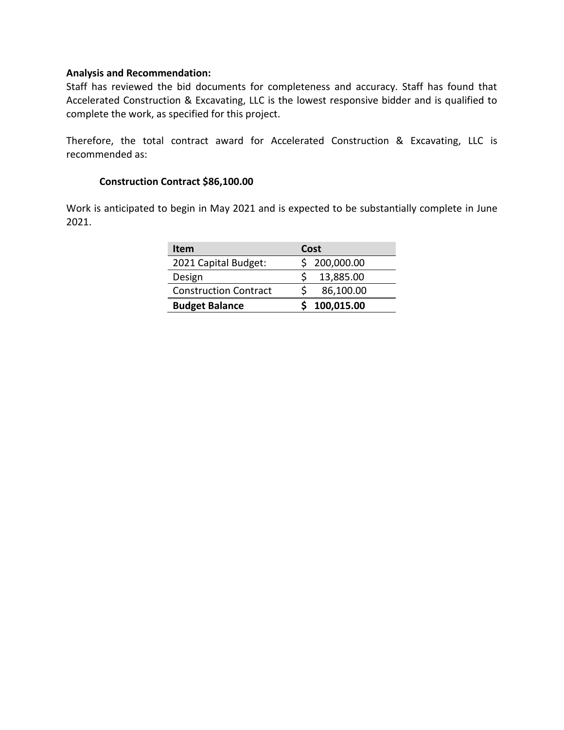**Analysis and Recommendation:**

Staff has reviewed the bid documents for completeness and accuracy. Staff has found that Accelerated Construction & Excavating, LLC is the lowest responsive bidder and is qualified to complete the work, as specified for this project.

Therefore, the total contract award for Accelerated Construction & Excavating, LLC is recommended as:

**Construction Contract $86,100.00**

Work is anticipated to begin in May 2021 and is expected to be substantially complete in June 2021.

| Item | Cost |
|---|---|
| 2021 Capital Budget: | $ 200,000.00 |
| Design | $ 13,885.00 |
| Construction Contract | $ 86,100.00 |
| **Budget Balance** | **$ 100,015.00** |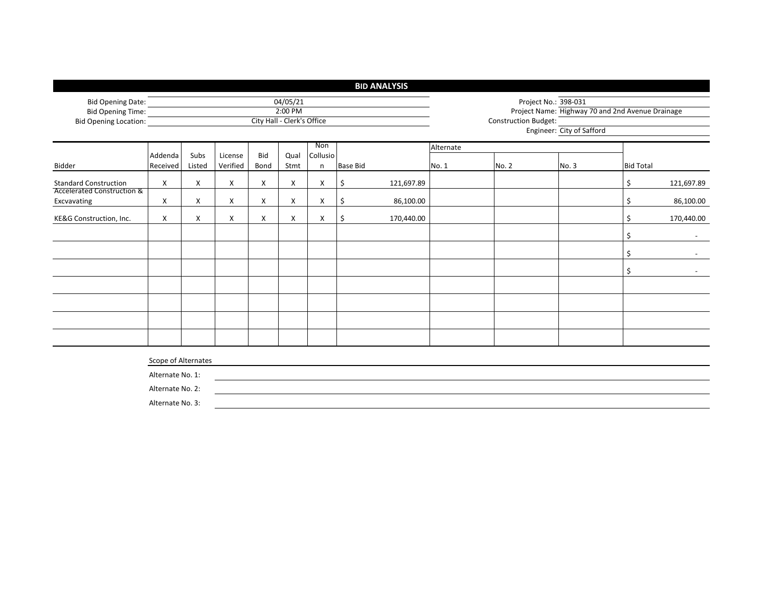# BID ANALYSIS

| | | | |
|---|---|---|---|
| Bid Opening Date: | 04/05/21 | Project No.: | 398-031 |
| Bid Opening Time: | 2:00 PM | Project Name: | Highway 70 and 2nd Avenue Drainage |
| Bid Opening Location: | City Hall - Clerk's Office | Construction Budget: | |
| | | Engineer: | City of Safford |

| Bidder | Addenda Received | Subs Listed | License Verified | Bid Bond | Qual Stmt | Non Collusion | Base Bid | Alternate No. 1 | Alternate No. 2 | Alternate No. 3 | Bid Total |
|---|---|---|---|---|---|---|---|---|---|---|---|
| Standard Construction | X | X | X | X | X | X | $ 121,697.89 | | | | $ 121,697.89 |
| Accelerated Construction & Excvavating | X | X | X | X | X | X | $ 86,100.00 | | | | $ 86,100.00 |
| KE&G Construction, Inc. | X | X | X | X | X | X | $ 170,440.00 | | | | $ 170,440.00 |
| | | | | | | | | | | | $ - |
| | | | | | | | | | | | $ - |
| | | | | | | | | | | | $ - |
| | | | | | | | | | | | |
| | | | | | | | | | | | |
| | | | | | | | | | | | |
| | | | | | | | | | | | |

Scope of Alternates

Alternate No. 1:

Alternate No. 2:

Alternate No. 3: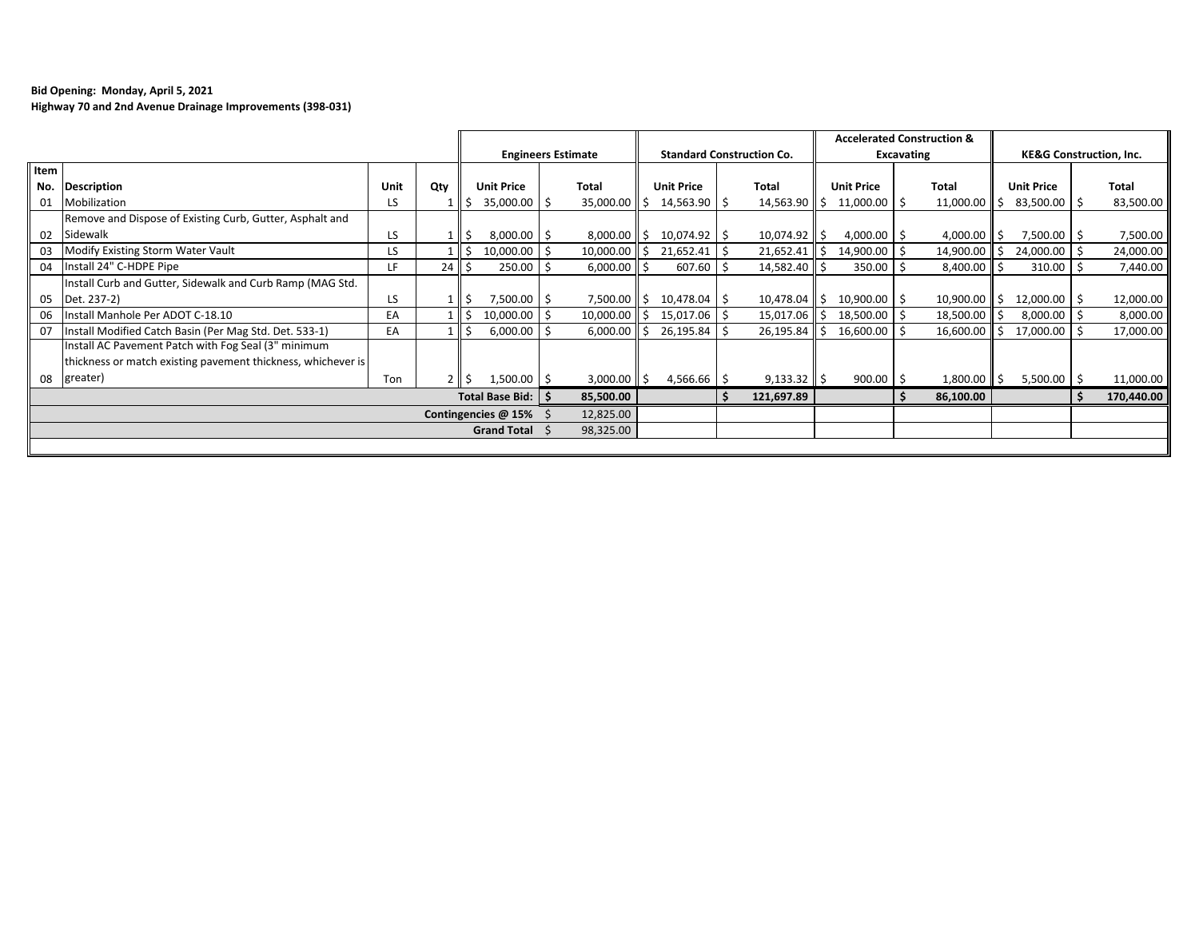**Bid Opening: Monday, April 5, 2021**
**Highway 70 and 2nd Avenue Drainage Improvements (398-031)**

| | | | | Engineers Estimate | | Standard Construction Co. | | Accelerated Construction & Excavating | | KE&G Construction, Inc. | |
|---|---|---|---|---|---|---|---|---|---|---|---|
| Item No. | Description | Unit | Qty | Unit Price | Total | Unit Price | Total | Unit Price | Total | Unit Price | Total |
| 01 | Mobilization | LS | 1 | $ 35,000.00 | $ 35,000.00 | $ 14,563.90 | $ 14,563.90 | $ 11,000.00 | $ 11,000.00 | $ 83,500.00 | $ 83,500.00 |
| 02 | Remove and Dispose of Existing Curb, Gutter, Asphalt and Sidewalk | LS | 1 | $ 8,000.00 | $ 8,000.00 | $ 10,074.92 | $ 10,074.92 | $ 4,000.00 | $ 4,000.00 | $ 7,500.00 | $ 7,500.00 |
| 03 | Modify Existing Storm Water Vault | LS | 1 | $ 10,000.00 | $ 10,000.00 | $ 21,652.41 | $ 21,652.41 | $ 14,900.00 | $ 14,900.00 | $ 24,000.00 | $ 24,000.00 |
| 04 | Install 24" C-HDPE Pipe | LF | 24 | $ 250.00 | $ 6,000.00 | $ 607.60 | $ 14,582.40 | $ 350.00 | $ 8,400.00 | $ 310.00 | $ 7,440.00 |
| 05 | Install Curb and Gutter, Sidewalk and Curb Ramp (MAG Std. Det. 237-2) | LS | 1 | $ 7,500.00 | $ 7,500.00 | $ 10,478.04 | $ 10,478.04 | $ 10,900.00 | $ 10,900.00 | $ 12,000.00 | $ 12,000.00 |
| 06 | Install Manhole Per ADOT C-18.10 | EA | 1 | $ 10,000.00 | $ 10,000.00 | $ 15,017.06 | $ 15,017.06 | $ 18,500.00 | $ 18,500.00 | $ 8,000.00 | $ 8,000.00 |
| 07 | Install Modified Catch Basin (Per Mag Std. Det. 533-1) | EA | 1 | $ 6,000.00 | $ 6,000.00 | $ 26,195.84 | $ 26,195.84 | $ 16,600.00 | $ 16,600.00 | $ 17,000.00 | $ 17,000.00 |
| 08 | Install AC Pavement Patch with Fog Seal (3" minimum thickness or match existing pavement thickness, whichever is greater) | Ton | 2 | $ 1,500.00 | $ 3,000.00 | $ 4,566.66 | $ 9,133.32 | $ 900.00 | $ 1,800.00 | $ 5,500.00 | $ 11,000.00 |
| | | | | **Total Base Bid:** | **$ 85,500.00** | | **$ 121,697.89** | | **$ 86,100.00** | | **$ 170,440.00** |
| | | | | **Contingencies @ 15%** | $ 12,825.00 | | | | | | |
| | | | | **Grand Total** | $ 98,325.00 | | | | | | |